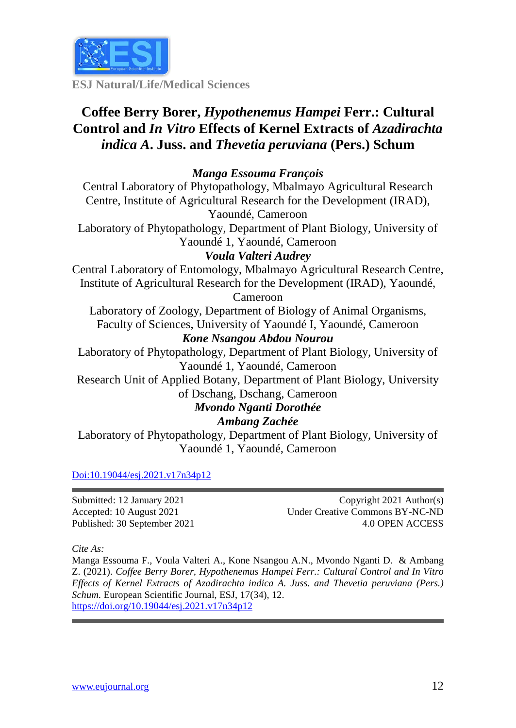ESJ Natural/Life/Medical Sciences

# Coffee Berry Borer, *Hypothenemus Hampei* Ferr.: Cultural Control and *In Vitro* Effects of Kernel Extracts of *Azadirachta indica A*. Juss. and *Thevetia peruviana* (Pers.) Schum

***Manga Essouma François***

Central Laboratory of Phytopathology, Mbalmayo Agricultural Research Centre, Institute of Agricultural Research for the Development (IRAD), Yaoundé, Cameroon

Laboratory of Phytopathology, Department of Plant Biology, University of Yaoundé 1, Yaoundé, Cameroon

***Voula Valteri Audrey***

Central Laboratory of Entomology, Mbalmayo Agricultural Research Centre, Institute of Agricultural Research for the Development (IRAD), Yaoundé, Cameroon

Laboratory of Zoology, Department of Biology of Animal Organisms, Faculty of Sciences, University of Yaoundé I, Yaoundé, Cameroon

***Kone Nsangou Abdou Nourou***

Laboratory of Phytopathology, Department of Plant Biology, University of Yaoundé 1, Yaoundé, Cameroon

Research Unit of Applied Botany, Department of Plant Biology, University of Dschang, Dschang, Cameroon

***Mvondo Nganti Dorothée***

***Ambang Zachée***

Laboratory of Phytopathology, Department of Plant Biology, University of Yaoundé 1, Yaoundé, Cameroon

Doi:10.19044/esj.2021.v17n34p12

Submitted: 12 January 2021
Accepted: 10 August 2021
Published: 30 September 2021

Copyright 2021 Author(s)
Under Creative Commons BY-NC-ND
4.0 OPEN ACCESS

*Cite As:*

Manga Essouma F., Voula Valteri A., Kone Nsangou A.N., Mvondo Nganti D. & Ambang Z. (2021). *Coffee Berry Borer, Hypothenemus Hampei Ferr.: Cultural Control and In Vitro Effects of Kernel Extracts of Azadirachta indica A. Juss. and Thevetia peruviana (Pers.) Schum.* European Scientific Journal, ESJ, 17(34), 12. https://doi.org/10.19044/esj.2021.v17n34p12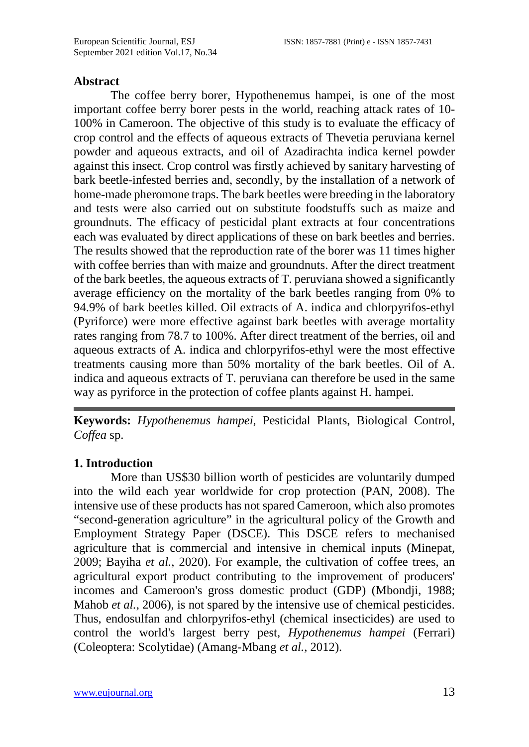## Abstract

The coffee berry borer, Hypothenemus hampei, is one of the most important coffee berry borer pests in the world, reaching attack rates of 10-100% in Cameroon. The objective of this study is to evaluate the efficacy of crop control and the effects of aqueous extracts of Thevetia peruviana kernel powder and aqueous extracts, and oil of Azadirachta indica kernel powder against this insect. Crop control was firstly achieved by sanitary harvesting of bark beetle-infested berries and, secondly, by the installation of a network of home-made pheromone traps. The bark beetles were breeding in the laboratory and tests were also carried out on substitute foodstuffs such as maize and groundnuts. The efficacy of pesticidal plant extracts at four concentrations each was evaluated by direct applications of these on bark beetles and berries. The results showed that the reproduction rate of the borer was 11 times higher with coffee berries than with maize and groundnuts. After the direct treatment of the bark beetles, the aqueous extracts of T. peruviana showed a significantly average efficiency on the mortality of the bark beetles ranging from 0% to 94.9% of bark beetles killed. Oil extracts of A. indica and chlorpyrifos-ethyl (Pyriforce) were more effective against bark beetles with average mortality rates ranging from 78.7 to 100%. After direct treatment of the berries, oil and aqueous extracts of A. indica and chlorpyrifos-ethyl were the most effective treatments causing more than 50% mortality of the bark beetles. Oil of A. indica and aqueous extracts of T. peruviana can therefore be used in the same way as pyriforce in the protection of coffee plants against H. hampei.

---

**Keywords:** *Hypothenemus hampei*, Pesticidal Plants, Biological Control, *Coffea* sp.

## 1. Introduction

More than US$30 billion worth of pesticides are voluntarily dumped into the wild each year worldwide for crop protection (PAN, 2008). The intensive use of these products has not spared Cameroon, which also promotes "second-generation agriculture" in the agricultural policy of the Growth and Employment Strategy Paper (DSCE). This DSCE refers to mechanised agriculture that is commercial and intensive in chemical inputs (Minepat, 2009; Bayiha *et al.*, 2020). For example, the cultivation of coffee trees, an agricultural export product contributing to the improvement of producers' incomes and Cameroon's gross domestic product (GDP) (Mbondji, 1988; Mahob *et al.*, 2006), is not spared by the intensive use of chemical pesticides. Thus, endosulfan and chlorpyrifos-ethyl (chemical insecticides) are used to control the world's largest berry pest, *Hypothenemus hampei* (Ferrari) (Coleoptera: Scolytidae) (Amang-Mbang *et al.*, 2012).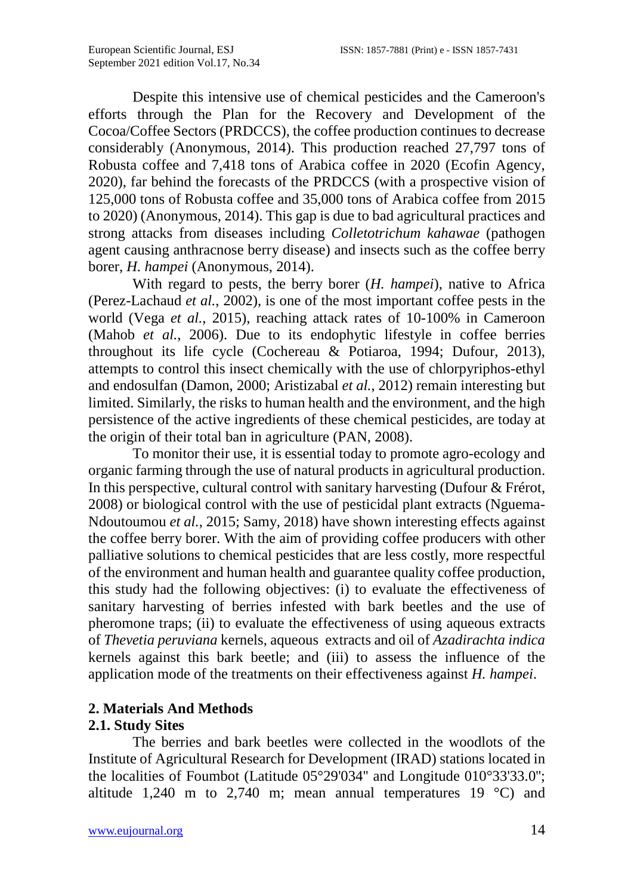Despite this intensive use of chemical pesticides and the Cameroon's efforts through the Plan for the Recovery and Development of the Cocoa/Coffee Sectors (PRDCCS), the coffee production continues to decrease considerably (Anonymous, 2014). This production reached 27,797 tons of Robusta coffee and 7,418 tons of Arabica coffee in 2020 (Ecofin Agency, 2020), far behind the forecasts of the PRDCCS (with a prospective vision of 125,000 tons of Robusta coffee and 35,000 tons of Arabica coffee from 2015 to 2020) (Anonymous, 2014). This gap is due to bad agricultural practices and strong attacks from diseases including *Colletotrichum kahawae* (pathogen agent causing anthracnose berry disease) and insects such as the coffee berry borer, *H. hampei* (Anonymous, 2014).

With regard to pests, the berry borer (*H. hampei*), native to Africa (Perez-Lachaud *et al.*, 2002), is one of the most important coffee pests in the world (Vega *et al.*, 2015), reaching attack rates of 10-100% in Cameroon (Mahob *et al.*, 2006). Due to its endophytic lifestyle in coffee berries throughout its life cycle (Cochereau & Potiaroa, 1994; Dufour, 2013), attempts to control this insect chemically with the use of chlorpyriphos-ethyl and endosulfan (Damon, 2000; Aristizabal *et al.*, 2012) remain interesting but limited. Similarly, the risks to human health and the environment, and the high persistence of the active ingredients of these chemical pesticides, are today at the origin of their total ban in agriculture (PAN, 2008).

To monitor their use, it is essential today to promote agro-ecology and organic farming through the use of natural products in agricultural production. In this perspective, cultural control with sanitary harvesting (Dufour & Frérot, 2008) or biological control with the use of pesticidal plant extracts (Nguema-Ndoutoumou *et al.*, 2015; Samy, 2018) have shown interesting effects against the coffee berry borer. With the aim of providing coffee producers with other palliative solutions to chemical pesticides that are less costly, more respectful of the environment and human health and guarantee quality coffee production, this study had the following objectives: (i) to evaluate the effectiveness of sanitary harvesting of berries infested with bark beetles and the use of pheromone traps; (ii) to evaluate the effectiveness of using aqueous extracts of *Thevetia peruviana* kernels, aqueous extracts and oil of *Azadirachta indica* kernels against this bark beetle; and (iii) to assess the influence of the application mode of the treatments on their effectiveness against *H. hampei*.

## 2. Materials And Methods

### 2.1. Study Sites

The berries and bark beetles were collected in the woodlots of the Institute of Agricultural Research for Development (IRAD) stations located in the localities of Foumbot (Latitude 05°29'034" and Longitude 010°33'33.0"; altitude 1,240 m to 2,740 m; mean annual temperatures 19 °C) and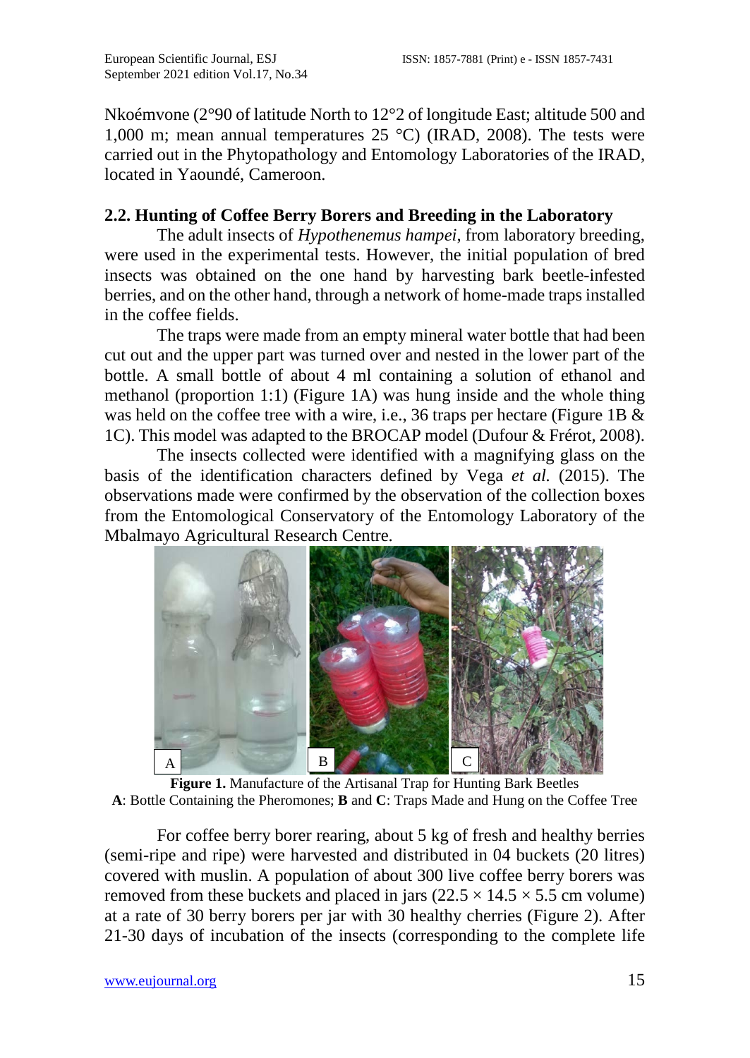Nkoémvone (2°90 of latitude North to 12°2 of longitude East; altitude 500 and 1,000 m; mean annual temperatures 25 °C) (IRAD, 2008). The tests were carried out in the Phytopathology and Entomology Laboratories of the IRAD, located in Yaoundé, Cameroon.

### 2.2. Hunting of Coffee Berry Borers and Breeding in the Laboratory

The adult insects of *Hypothenemus hampei*, from laboratory breeding, were used in the experimental tests. However, the initial population of bred insects was obtained on the one hand by harvesting bark beetle-infested berries, and on the other hand, through a network of home-made traps installed in the coffee fields.

The traps were made from an empty mineral water bottle that had been cut out and the upper part was turned over and nested in the lower part of the bottle. A small bottle of about 4 ml containing a solution of ethanol and methanol (proportion 1:1) (Figure 1A) was hung inside and the whole thing was held on the coffee tree with a wire, i.e., 36 traps per hectare (Figure 1B & 1C). This model was adapted to the BROCAP model (Dufour & Frérot, 2008).

The insects collected were identified with a magnifying glass on the basis of the identification characters defined by Vega *et al.* (2015). The observations made were confirmed by the observation of the collection boxes from the Entomological Conservatory of the Entomology Laboratory of the Mbalmayo Agricultural Research Centre.

**Figure 1.** Manufacture of the Artisanal Trap for Hunting Bark Beetles
**A**: Bottle Containing the Pheromones; **B** and **C**: Traps Made and Hung on the Coffee Tree

For coffee berry borer rearing, about 5 kg of fresh and healthy berries (semi-ripe and ripe) were harvested and distributed in 04 buckets (20 litres) covered with muslin. A population of about 300 live coffee berry borers was removed from these buckets and placed in jars (22.5 × 14.5 × 5.5 cm volume) at a rate of 30 berry borers per jar with 30 healthy cherries (Figure 2). After 21-30 days of incubation of the insects (corresponding to the complete life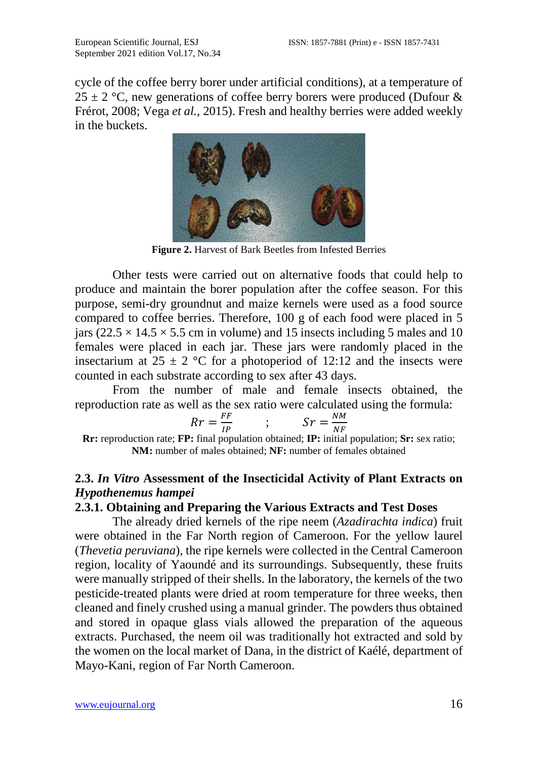cycle of the coffee berry borer under artificial conditions), at a temperature of $25 \pm 2$ °C, new generations of coffee berry borers were produced (Dufour & Frérot, 2008; Vega *et al.*, 2015). Fresh and healthy berries were added weekly in the buckets.

**Figure 2.** Harvest of Bark Beetles from Infested Berries

Other tests were carried out on alternative foods that could help to produce and maintain the borer population after the coffee season. For this purpose, semi-dry groundnut and maize kernels were used as a food source compared to coffee berries. Therefore, 100 g of each food were placed in 5 jars ($22.5 \times 14.5 \times 5.5$ cm in volume) and 15 insects including 5 males and 10 females were placed in each jar. These jars were randomly placed in the insectarium at $25 \pm 2$ °C for a photoperiod of 12:12 and the insects were counted in each substrate according to sex after 43 days.

From the number of male and female insects obtained, the reproduction rate as well as the sex ratio were calculated using the formula:

$$Rr = \frac{FF}{IP} \quad ; \quad Sr = \frac{NM}{NF}$$

**Rr:** reproduction rate; **FP:** final population obtained; **IP:** initial population; **Sr:** sex ratio; **NM:** number of males obtained; **NF:** number of females obtained

## 2.3. *In Vitro* Assessment of the Insecticidal Activity of Plant Extracts on *Hypothenemus hampei*

### 2.3.1. Obtaining and Preparing the Various Extracts and Test Doses

The already dried kernels of the ripe neem (*Azadirachta indica*) fruit were obtained in the Far North region of Cameroon. For the yellow laurel (*Thevetia peruviana*), the ripe kernels were collected in the Central Cameroon region, locality of Yaoundé and its surroundings. Subsequently, these fruits were manually stripped of their shells. In the laboratory, the kernels of the two pesticide-treated plants were dried at room temperature for three weeks, then cleaned and finely crushed using a manual grinder. The powders thus obtained and stored in opaque glass vials allowed the preparation of the aqueous extracts. Purchased, the neem oil was traditionally hot extracted and sold by the women on the local market of Dana, in the district of Kaélé, department of Mayo-Kani, region of Far North Cameroon.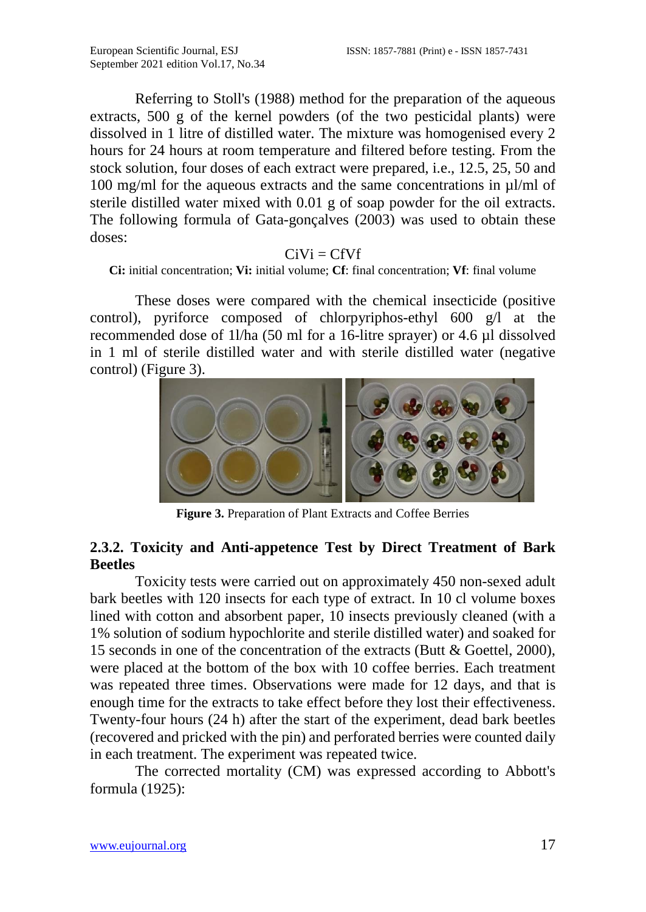Referring to Stoll's (1988) method for the preparation of the aqueous extracts, 500 g of the kernel powders (of the two pesticidal plants) were dissolved in 1 litre of distilled water. The mixture was homogenised every 2 hours for 24 hours at room temperature and filtered before testing. From the stock solution, four doses of each extract were prepared, i.e., 12.5, 25, 50 and 100 mg/ml for the aqueous extracts and the same concentrations in µl/ml of sterile distilled water mixed with 0.01 g of soap powder for the oil extracts. The following formula of Gata-gonçalves (2003) was used to obtain these doses:

$$CiVi = CfVf$$

**Ci:** initial concentration; **Vi:** initial volume; **Cf**: final concentration; **Vf**: final volume

These doses were compared with the chemical insecticide (positive control), pyriforce composed of chlorpyriphos-ethyl 600 g/l at the recommended dose of 1l/ha (50 ml for a 16-litre sprayer) or 4.6 µl dissolved in 1 ml of sterile distilled water and with sterile distilled water (negative control) (Figure 3).

**Figure 3.** Preparation of Plant Extracts and Coffee Berries

### 2.3.2. Toxicity and Anti-appetence Test by Direct Treatment of Bark Beetles

Toxicity tests were carried out on approximately 450 non-sexed adult bark beetles with 120 insects for each type of extract. In 10 cl volume boxes lined with cotton and absorbent paper, 10 insects previously cleaned (with a 1% solution of sodium hypochlorite and sterile distilled water) and soaked for 15 seconds in one of the concentration of the extracts (Butt & Goettel, 2000), were placed at the bottom of the box with 10 coffee berries. Each treatment was repeated three times. Observations were made for 12 days, and that is enough time for the extracts to take effect before they lost their effectiveness. Twenty-four hours (24 h) after the start of the experiment, dead bark beetles (recovered and pricked with the pin) and perforated berries were counted daily in each treatment. The experiment was repeated twice.

The corrected mortality (CM) was expressed according to Abbott's formula (1925):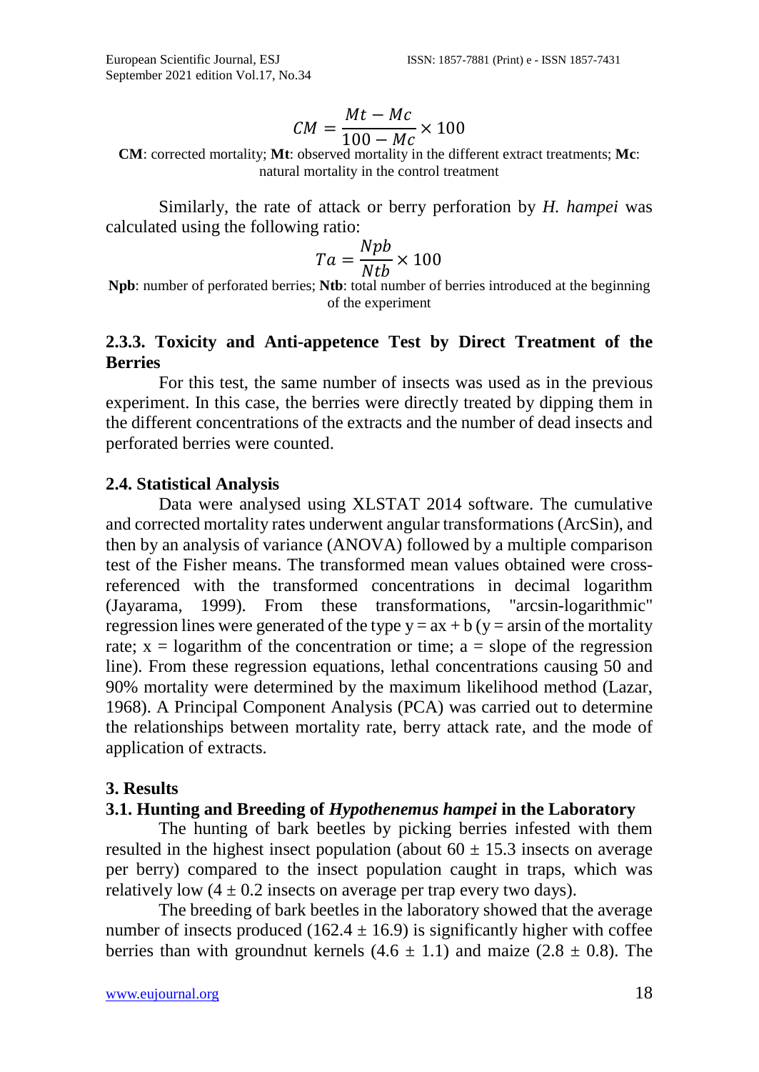$$CM = \frac{Mt - Mc}{100 - Mc} \times 100$$

**CM**: corrected mortality; **Mt**: observed mortality in the different extract treatments; **Mc**: natural mortality in the control treatment

Similarly, the rate of attack or berry perforation by *H. hampei* was calculated using the following ratio:

$$Ta = \frac{Npb}{Ntb} \times 100$$

**Npb**: number of perforated berries; **Ntb**: total number of berries introduced at the beginning of the experiment

### 2.3.3. Toxicity and Anti-appetence Test by Direct Treatment of the Berries

For this test, the same number of insects was used as in the previous experiment. In this case, the berries were directly treated by dipping them in the different concentrations of the extracts and the number of dead insects and perforated berries were counted.

### 2.4. Statistical Analysis

Data were analysed using XLSTAT 2014 software. The cumulative and corrected mortality rates underwent angular transformations (ArcSin), and then by an analysis of variance (ANOVA) followed by a multiple comparison test of the Fisher means. The transformed mean values obtained were cross-referenced with the transformed concentrations in decimal logarithm (Jayarama, 1999). From these transformations, "arcsin-logarithmic" regression lines were generated of the type $y = ax + b$ ($y$ = arsin of the mortality rate; $x$ = logarithm of the concentration or time; $a$ = slope of the regression line). From these regression equations, lethal concentrations causing 50 and 90% mortality were determined by the maximum likelihood method (Lazar, 1968). A Principal Component Analysis (PCA) was carried out to determine the relationships between mortality rate, berry attack rate, and the mode of application of extracts.

## 3. Results

### 3.1. Hunting and Breeding of *Hypothenemus hampei* in the Laboratory

The hunting of bark beetles by picking berries infested with them resulted in the highest insect population (about $60 \pm 15.3$ insects on average per berry) compared to the insect population caught in traps, which was relatively low ($4 \pm 0.2$ insects on average per trap every two days).

The breeding of bark beetles in the laboratory showed that the average number of insects produced ($162.4 \pm 16.9$) is significantly higher with coffee berries than with groundnut kernels ($4.6 \pm 1.1$) and maize ($2.8 \pm 0.8$). The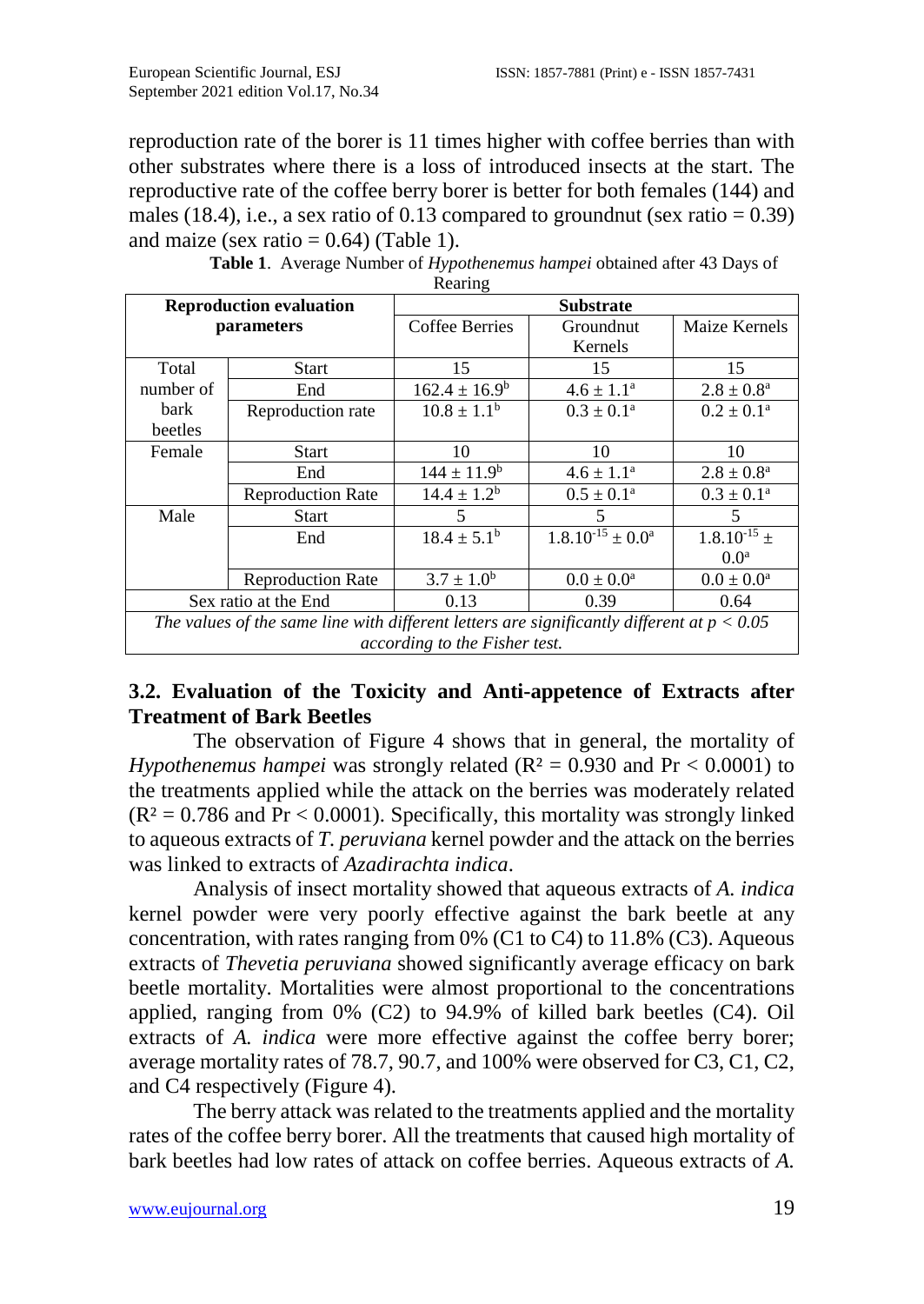reproduction rate of the borer is 11 times higher with coffee berries than with other substrates where there is a loss of introduced insects at the start. The reproductive rate of the coffee berry borer is better for both females (144) and males (18.4), i.e., a sex ratio of 0.13 compared to groundnut (sex ratio = 0.39) and maize (sex ratio = 0.64) (Table 1).

**Table 1**. Average Number of *Hypothenemus hampei* obtained after 43 Days of Rearing

| Reproduction evaluation parameters | | Substrate | | |
|---|---|---|---|---|
| | | Coffee Berries | Groundnut Kernels | Maize Kernels |
| Total number of bark beetles | Start | 15 | 15 | 15 |
| | End | $162.4 \pm 16.9^{b}$ | $4.6 \pm 1.1^{a}$ | $2.8 \pm 0.8^{a}$ |
| | Reproduction rate | $10.8 \pm 1.1^{b}$ | $0.3 \pm 0.1^{a}$ | $0.2 \pm 0.1^{a}$ |
| Female | Start | 10 | 10 | 10 |
| | End | $144 \pm 11.9^{b}$ | $4.6 \pm 1.1^{a}$ | $2.8 \pm 0.8^{a}$ |
| | Reproduction Rate | $14.4 \pm 1.2^{b}$ | $0.5 \pm 0.1^{a}$ | $0.3 \pm 0.1^{a}$ |
| Male | Start | 5 | 5 | 5 |
| | End | $18.4 \pm 5.1^{b}$ | $1.8.10^{-15} \pm 0.0^{a}$ | $1.8.10^{-15} \pm 0.0^{a}$ |
| | Reproduction Rate | $3.7 \pm 1.0^{b}$ | $0.0 \pm 0.0^{a}$ | $0.0 \pm 0.0^{a}$ |
| Sex ratio at the End | | 0.13 | 0.39 | 0.64 |

*The values of the same line with different letters are significantly different at $p < 0.05$ according to the Fisher test.*

### 3.2. Evaluation of the Toxicity and Anti-appetence of Extracts after Treatment of Bark Beetles

The observation of Figure 4 shows that in general, the mortality of *Hypothenemus hampei* was strongly related ($R^2 = 0.930$ and $Pr < 0.0001$) to the treatments applied while the attack on the berries was moderately related ($R^2 = 0.786$ and $Pr < 0.0001$). Specifically, this mortality was strongly linked to aqueous extracts of *T. peruviana* kernel powder and the attack on the berries was linked to extracts of *Azadirachta indica*.

Analysis of insect mortality showed that aqueous extracts of *A. indica* kernel powder were very poorly effective against the bark beetle at any concentration, with rates ranging from 0% (C1 to C4) to 11.8% (C3). Aqueous extracts of *Thevetia peruviana* showed significantly average efficacy on bark beetle mortality. Mortalities were almost proportional to the concentrations applied, ranging from 0% (C2) to 94.9% of killed bark beetles (C4). Oil extracts of *A. indica* were more effective against the coffee berry borer; average mortality rates of 78.7, 90.7, and 100% were observed for C3, C1, C2, and C4 respectively (Figure 4).

The berry attack was related to the treatments applied and the mortality rates of the coffee berry borer. All the treatments that caused high mortality of bark beetles had low rates of attack on coffee berries. Aqueous extracts of *A.*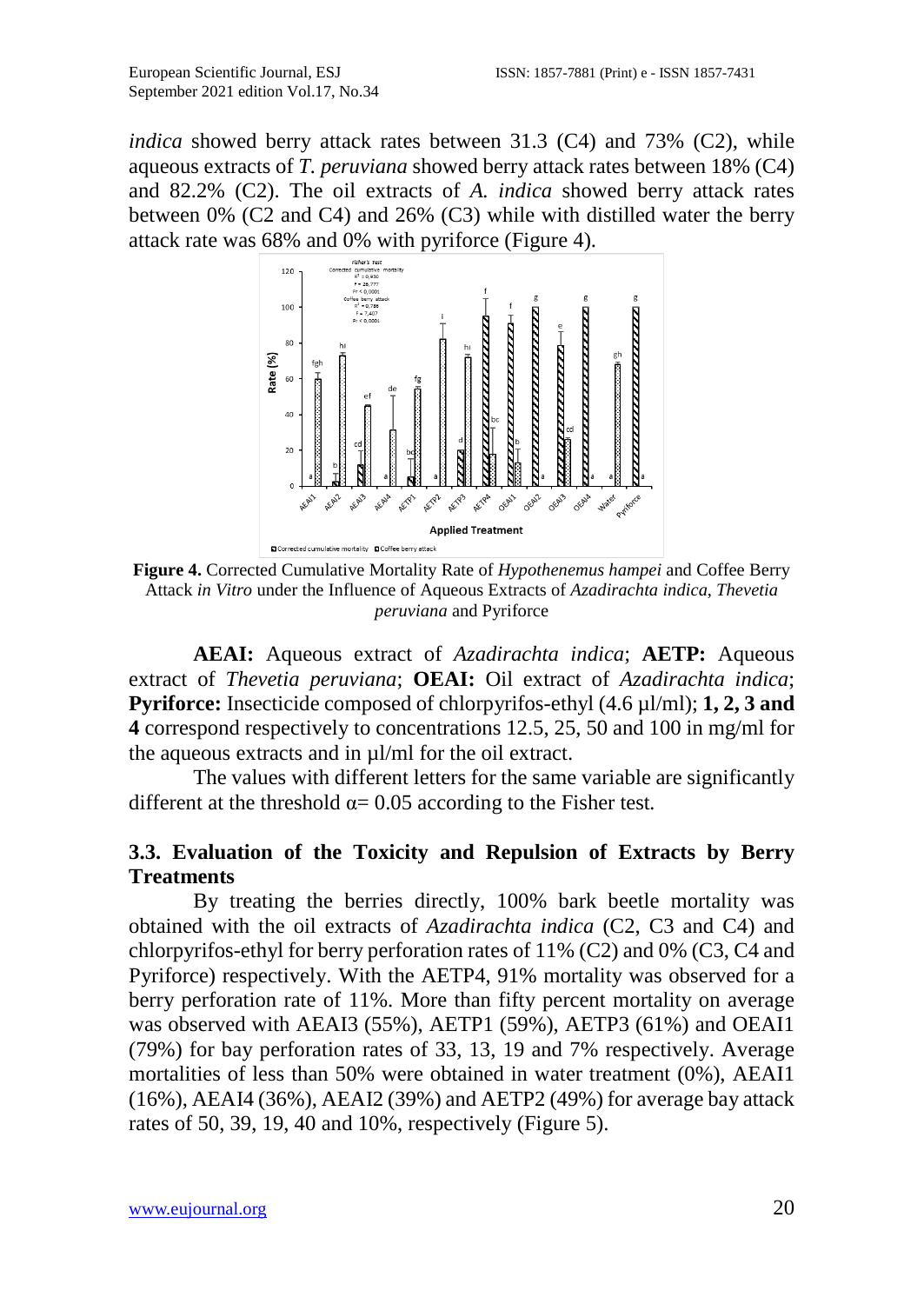*indica* showed berry attack rates between 31.3 (C4) and 73% (C2), while aqueous extracts of *T. peruviana* showed berry attack rates between 18% (C4) and 82.2% (C2). The oil extracts of *A. indica* showed berry attack rates between 0% (C2 and C4) and 26% (C3) while with distilled water the berry attack rate was 68% and 0% with pyriforce (Figure 4).

**Figure 4.** Corrected Cumulative Mortality Rate of *Hypothenemus hampei* and Coffee Berry Attack *in Vitro* under the Influence of Aqueous Extracts of *Azadirachta indica*, *Thevetia peruviana* and Pyriforce

**AEAI:** Aqueous extract of *Azadirachta indica*; **AETP:** Aqueous extract of *Thevetia peruviana*; **OEAI:** Oil extract of *Azadirachta indica*; **Pyriforce:** Insecticide composed of chlorpyrifos-ethyl (4.6 µl/ml); **1, 2, 3 and 4** correspond respectively to concentrations 12.5, 25, 50 and 100 in mg/ml for the aqueous extracts and in µl/ml for the oil extract.

The values with different letters for the same variable are significantly different at the threshold $\alpha = 0.05$ according to the Fisher test.

### 3.3. Evaluation of the Toxicity and Repulsion of Extracts by Berry Treatments

By treating the berries directly, 100% bark beetle mortality was obtained with the oil extracts of *Azadirachta indica* (C2, C3 and C4) and chlorpyrifos-ethyl for berry perforation rates of 11% (C2) and 0% (C3, C4 and Pyriforce) respectively. With the AETP4, 91% mortality was observed for a berry perforation rate of 11%. More than fifty percent mortality on average was observed with AEAI3 (55%), AETP1 (59%), AETP3 (61%) and OEAI1 (79%) for bay perforation rates of 33, 13, 19 and 7% respectively. Average mortalities of less than 50% were obtained in water treatment (0%), AEAI1 (16%), AEAI4 (36%), AEAI2 (39%) and AETP2 (49%) for average bay attack rates of 50, 39, 19, 40 and 10%, respectively (Figure 5).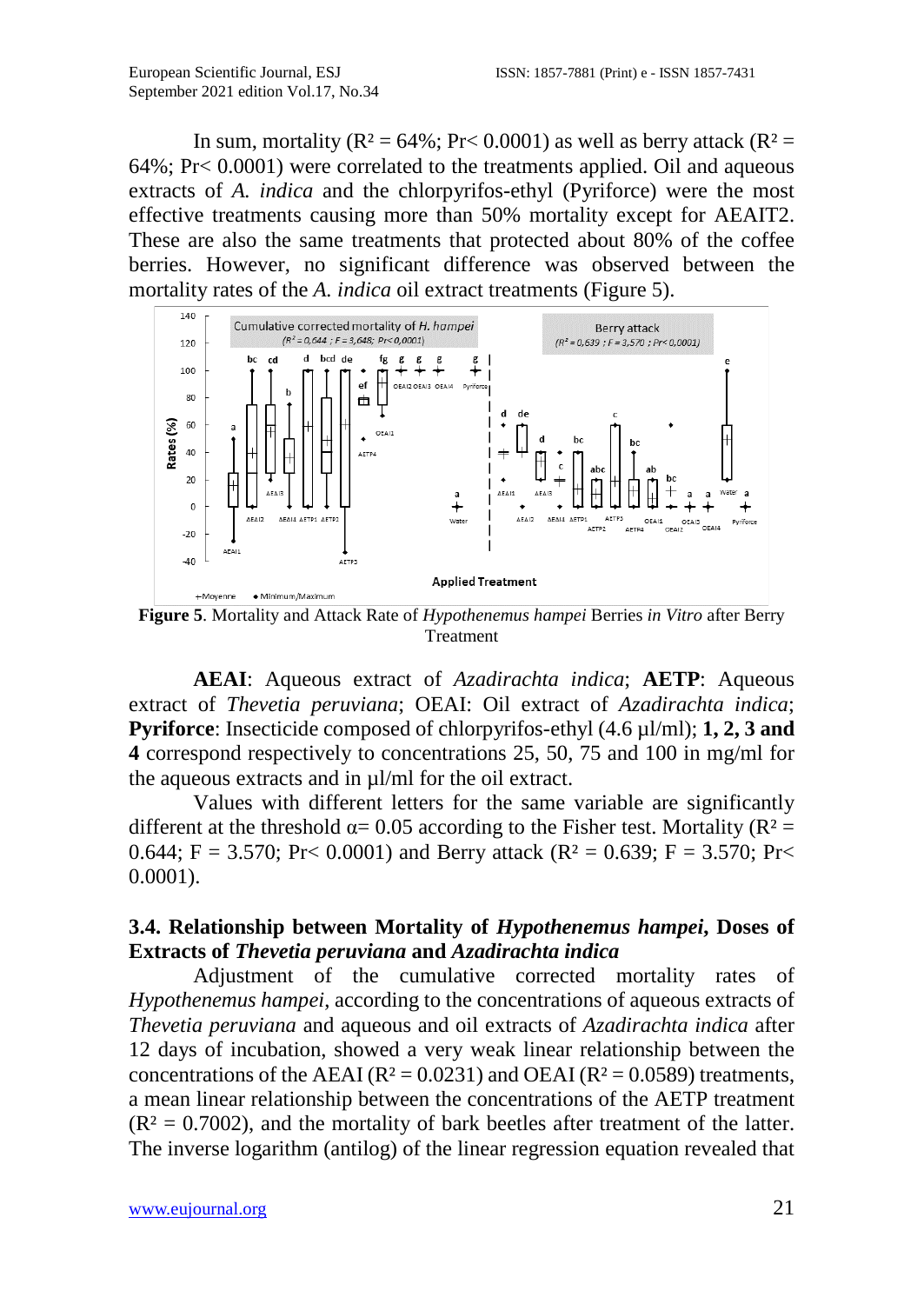In sum, mortality ($R^2 = 64\%$; $Pr < 0.0001$) as well as berry attack ($R^2 = 64\%$; $Pr < 0.0001$) were correlated to the treatments applied. Oil and aqueous extracts of *A. indica* and the chlorpyrifos-ethyl (Pyriforce) were the most effective treatments causing more than 50% mortality except for AEAIT2. These are also the same treatments that protected about 80% of the coffee berries. However, no significant difference was observed between the mortality rates of the *A. indica* oil extract treatments (Figure 5).

**Figure 5**. Mortality and Attack Rate of *Hypothenemus hampei* Berries *in Vitro* after Berry Treatment

**AEAI**: Aqueous extract of *Azadirachta indica*; **AETP**: Aqueous extract of *Thevetia peruviana*; OEAI: Oil extract of *Azadirachta indica*; **Pyriforce**: Insecticide composed of chlorpyrifos-ethyl (4.6 µl/ml); **1, 2, 3 and 4** correspond respectively to concentrations 25, 50, 75 and 100 in mg/ml for the aqueous extracts and in µl/ml for the oil extract.

Values with different letters for the same variable are significantly different at the threshold $\alpha = 0.05$ according to the Fisher test. Mortality ($R^2 = 0.644$; $F = 3.570$; $Pr < 0.0001$) and Berry attack ($R^2 = 0.639$; $F = 3.570$; $Pr < 0.0001$).

### 3.4. Relationship between Mortality of *Hypothenemus hampei*, Doses of Extracts of *Thevetia peruviana* and *Azadirachta indica*

Adjustment of the cumulative corrected mortality rates of *Hypothenemus hampei*, according to the concentrations of aqueous extracts of *Thevetia peruviana* and aqueous and oil extracts of *Azadirachta indica* after 12 days of incubation, showed a very weak linear relationship between the concentrations of the AEAI ($R^2 = 0.0231$) and OEAI ($R^2 = 0.0589$) treatments, a mean linear relationship between the concentrations of the AETP treatment ($R^2 = 0.7002$), and the mortality of bark beetles after treatment of the latter. The inverse logarithm (antilog) of the linear regression equation revealed that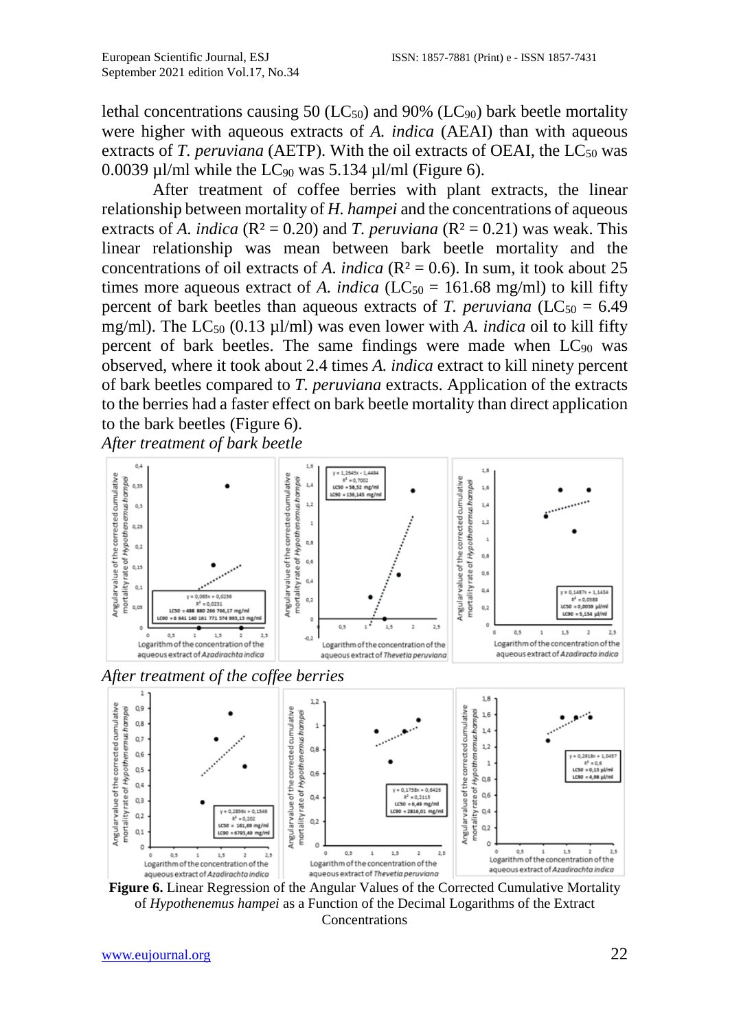lethal concentrations causing 50 ($LC_{50}$) and 90% ($LC_{90}$) bark beetle mortality were higher with aqueous extracts of *A. indica* (AEAI) than with aqueous extracts of *T. peruviana* (AETP). With the oil extracts of OEAI, the $LC_{50}$ was 0.0039 µl/ml while the $LC_{90}$ was 5.134 µl/ml (Figure 6).

After treatment of coffee berries with plant extracts, the linear relationship between mortality of *H. hampei* and the concentrations of aqueous extracts of *A. indica* ($R^2 = 0.20$) and *T. peruviana* ($R^2 = 0.21$) was weak. This linear relationship was mean between bark beetle mortality and the concentrations of oil extracts of *A. indica* ($R^2 = 0.6$). In sum, it took about 25 times more aqueous extract of *A. indica* ($LC_{50}$ = 161.68 mg/ml) to kill fifty percent of bark beetles than aqueous extracts of *T. peruviana* ($LC_{50}$ = 6.49 mg/ml). The $LC_{50}$ (0.13 µl/ml) was even lower with *A. indica* oil to kill fifty percent of bark beetles. The same findings were made when $LC_{90}$ was observed, where it took about 2.4 times *A. indica* extract to kill ninety percent of bark beetles compared to *T. peruviana* extracts. Application of the extracts to the berries had a faster effect on bark beetle mortality than direct application to the bark beetles (Figure 6).

*After treatment of bark beetle*

*After treatment of the coffee berries*

**Figure 6.** Linear Regression of the Angular Values of the Corrected Cumulative Mortality of *Hypothenemus hampei* as a Function of the Decimal Logarithms of the Extract Concentrations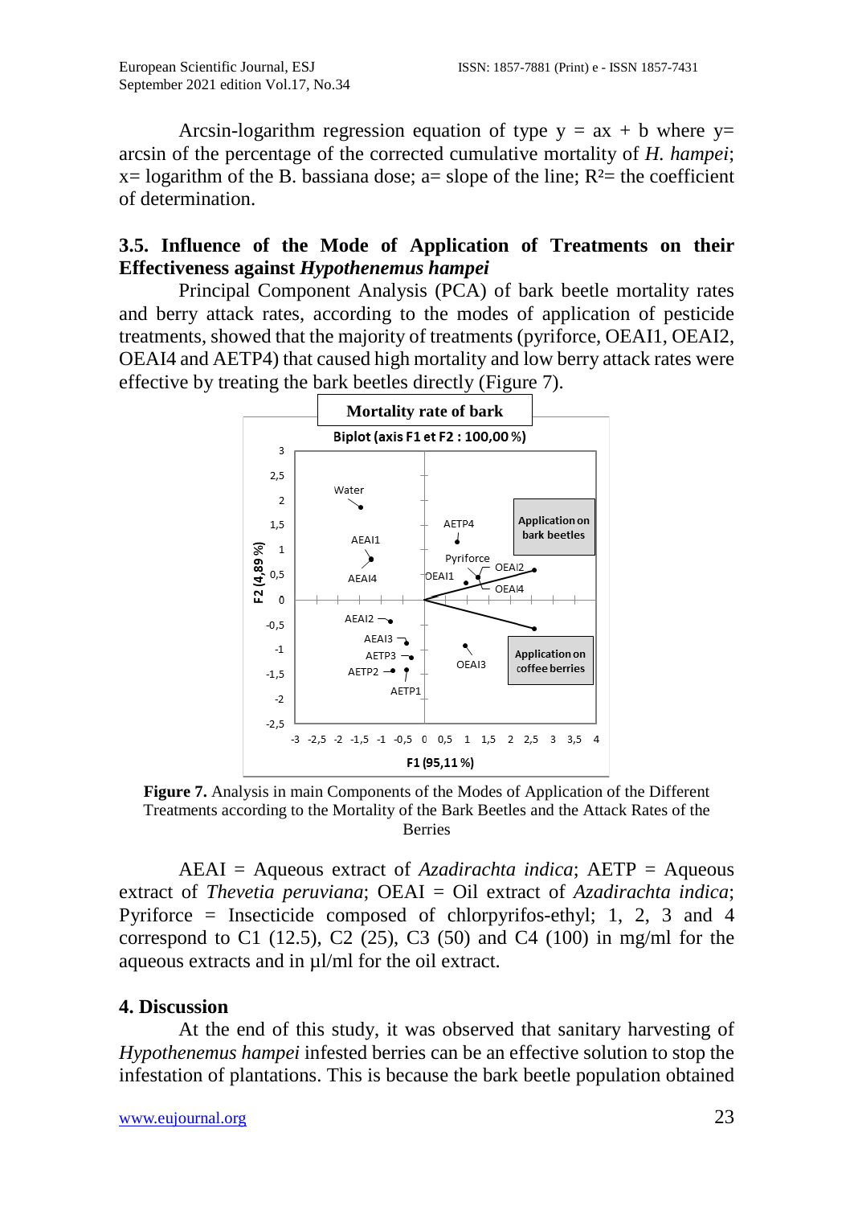Arcsin-logarithm regression equation of type $y = ax + b$ where y= arcsin of the percentage of the corrected cumulative mortality of *H. hampei*; x= logarithm of the B. bassiana dose; a= slope of the line; $R^2$= the coefficient of determination.

### 3.5. Influence of the Mode of Application of Treatments on their Effectiveness against *Hypothenemus hampei*

Principal Component Analysis (PCA) of bark beetle mortality rates and berry attack rates, according to the modes of application of pesticide treatments, showed that the majority of treatments (pyriforce, OEAI1, OEAI2, OEAI4 and AETP4) that caused high mortality and low berry attack rates were effective by treating the bark beetles directly (Figure 7).

**Figure 7.** Analysis in main Components of the Modes of Application of the Different Treatments according to the Mortality of the Bark Beetles and the Attack Rates of the Berries

AEAI = Aqueous extract of *Azadirachta indica*; AETP = Aqueous extract of *Thevetia peruviana*; OEAI = Oil extract of *Azadirachta indica*; Pyriforce = Insecticide composed of chlorpyrifos-ethyl; 1, 2, 3 and 4 correspond to C1 (12.5), C2 (25), C3 (50) and C4 (100) in mg/ml for the aqueous extracts and in µl/ml for the oil extract.

## 4. Discussion

At the end of this study, it was observed that sanitary harvesting of *Hypothenemus hampei* infested berries can be an effective solution to stop the infestation of plantations. This is because the bark beetle population obtained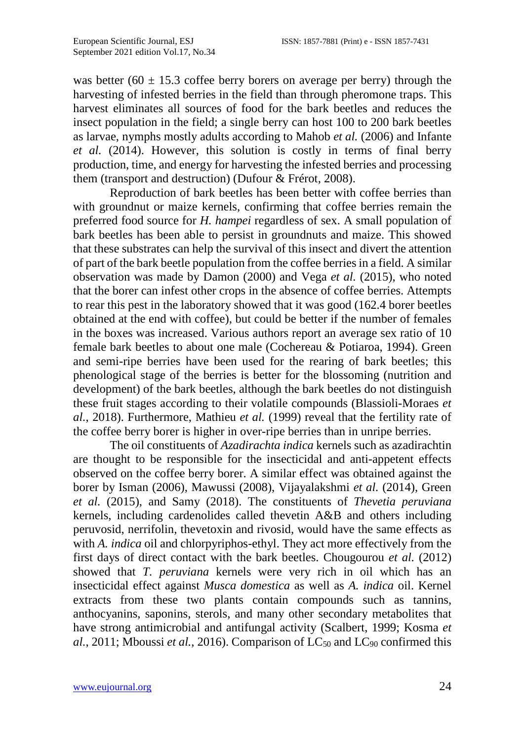was better ($60 \pm 15.3$ coffee berry borers on average per berry) through the harvesting of infested berries in the field than through pheromone traps. This harvest eliminates all sources of food for the bark beetles and reduces the insect population in the field; a single berry can host 100 to 200 bark beetles as larvae, nymphs mostly adults according to Mahob *et al.* (2006) and Infante *et al.* (2014). However, this solution is costly in terms of final berry production, time, and energy for harvesting the infested berries and processing them (transport and destruction) (Dufour & Frérot, 2008).

Reproduction of bark beetles has been better with coffee berries than with groundnut or maize kernels, confirming that coffee berries remain the preferred food source for *H. hampei* regardless of sex. A small population of bark beetles has been able to persist in groundnuts and maize. This showed that these substrates can help the survival of this insect and divert the attention of part of the bark beetle population from the coffee berries in a field. A similar observation was made by Damon (2000) and Vega *et al.* (2015), who noted that the borer can infest other crops in the absence of coffee berries. Attempts to rear this pest in the laboratory showed that it was good (162.4 borer beetles obtained at the end with coffee), but could be better if the number of females in the boxes was increased. Various authors report an average sex ratio of 10 female bark beetles to about one male (Cochereau & Potiaroa, 1994). Green and semi-ripe berries have been used for the rearing of bark beetles; this phenological stage of the berries is better for the blossoming (nutrition and development) of the bark beetles, although the bark beetles do not distinguish these fruit stages according to their volatile compounds (Blassioli-Moraes *et al.*, 2018). Furthermore, Mathieu *et al.* (1999) reveal that the fertility rate of the coffee berry borer is higher in over-ripe berries than in unripe berries.

The oil constituents of *Azadirachta indica* kernels such as azadirachtin are thought to be responsible for the insecticidal and anti-appetent effects observed on the coffee berry borer. A similar effect was obtained against the borer by Isman (2006), Mawussi (2008), Vijayalakshmi *et al.* (2014), Green *et al.* (2015), and Samy (2018). The constituents of *Thevetia peruviana* kernels, including cardenolides called thevetin A&B and others including peruvosid, nerrifolin, thevetoxin and rivosid, would have the same effects as with *A. indica* oil and chlorpyriphos-ethyl. They act more effectively from the first days of direct contact with the bark beetles. Chougourou *et al.* (2012) showed that *T. peruviana* kernels were very rich in oil which has an insecticidal effect against *Musca domestica* as well as *A. indica* oil. Kernel extracts from these two plants contain compounds such as tannins, anthocyanins, saponins, sterols, and many other secondary metabolites that have strong antimicrobial and antifungal activity (Scalbert, 1999; Kosma *et al.*, 2011; Mboussi *et al.*, 2016). Comparison of $LC_{50}$ and $LC_{90}$ confirmed this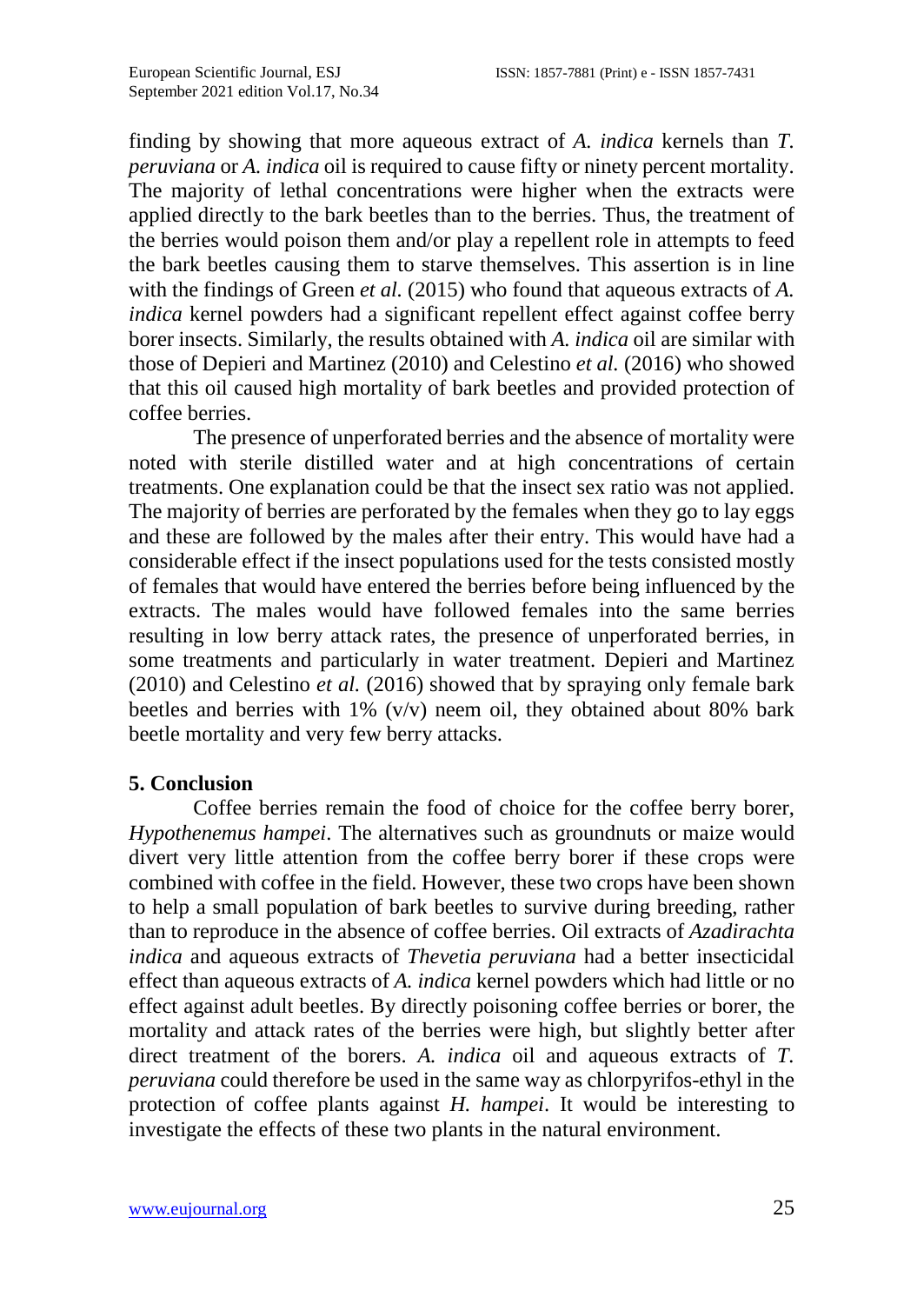finding by showing that more aqueous extract of *A. indica* kernels than *T. peruviana* or *A. indica* oil is required to cause fifty or ninety percent mortality. The majority of lethal concentrations were higher when the extracts were applied directly to the bark beetles than to the berries. Thus, the treatment of the berries would poison them and/or play a repellent role in attempts to feed the bark beetles causing them to starve themselves. This assertion is in line with the findings of Green *et al.* (2015) who found that aqueous extracts of *A. indica* kernel powders had a significant repellent effect against coffee berry borer insects. Similarly, the results obtained with *A. indica* oil are similar with those of Depieri and Martinez (2010) and Celestino *et al.* (2016) who showed that this oil caused high mortality of bark beetles and provided protection of coffee berries.

The presence of unperforated berries and the absence of mortality were noted with sterile distilled water and at high concentrations of certain treatments. One explanation could be that the insect sex ratio was not applied. The majority of berries are perforated by the females when they go to lay eggs and these are followed by the males after their entry. This would have had a considerable effect if the insect populations used for the tests consisted mostly of females that would have entered the berries before being influenced by the extracts. The males would have followed females into the same berries resulting in low berry attack rates, the presence of unperforated berries, in some treatments and particularly in water treatment. Depieri and Martinez (2010) and Celestino *et al.* (2016) showed that by spraying only female bark beetles and berries with 1% (v/v) neem oil, they obtained about 80% bark beetle mortality and very few berry attacks.

## 5. Conclusion

Coffee berries remain the food of choice for the coffee berry borer, *Hypothenemus hampei*. The alternatives such as groundnuts or maize would divert very little attention from the coffee berry borer if these crops were combined with coffee in the field. However, these two crops have been shown to help a small population of bark beetles to survive during breeding, rather than to reproduce in the absence of coffee berries. Oil extracts of *Azadirachta indica* and aqueous extracts of *Thevetia peruviana* had a better insecticidal effect than aqueous extracts of *A. indica* kernel powders which had little or no effect against adult beetles. By directly poisoning coffee berries or borer, the mortality and attack rates of the berries were high, but slightly better after direct treatment of the borers. *A. indica* oil and aqueous extracts of *T. peruviana* could therefore be used in the same way as chlorpyrifos-ethyl in the protection of coffee plants against *H. hampei*. It would be interesting to investigate the effects of these two plants in the natural environment.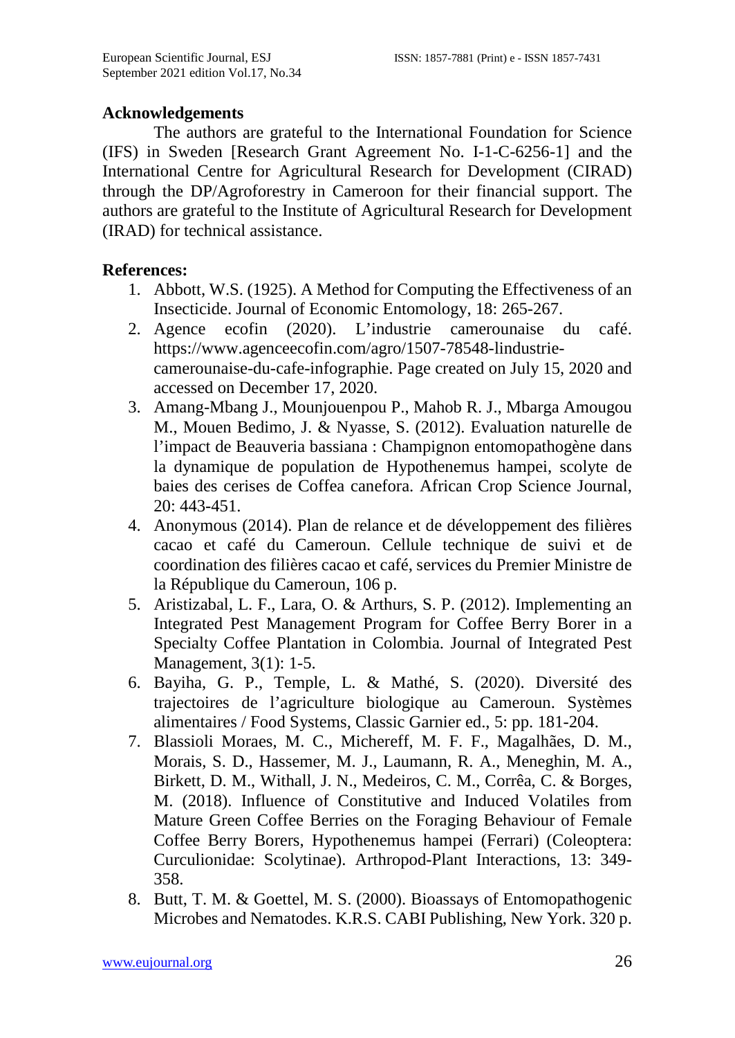## Acknowledgements

The authors are grateful to the International Foundation for Science (IFS) in Sweden [Research Grant Agreement No. I-1-C-6256-1] and the International Centre for Agricultural Research for Development (CIRAD) through the DP/Agroforestry in Cameroon for their financial support. The authors are grateful to the Institute of Agricultural Research for Development (IRAD) for technical assistance.

## References:

1. Abbott, W.S. (1925). A Method for Computing the Effectiveness of an Insecticide. Journal of Economic Entomology, 18: 265-267.
2. Agence ecofin (2020). L'industrie camerounaise du café. https://www.agenceecofin.com/agro/1507-78548-lindustrie-camerounaise-du-cafe-infographie. Page created on July 15, 2020 and accessed on December 17, 2020.
3. Amang-Mbang J., Mounjouenpou P., Mahob R. J., Mbarga Amougou M., Mouen Bedimo, J. & Nyasse, S. (2012). Evaluation naturelle de l'impact de Beauveria bassiana : Champignon entomopathogène dans la dynamique de population de Hypothenemus hampei, scolyte de baies des cerises de Coffea canefora. African Crop Science Journal, 20: 443-451.
4. Anonymous (2014). Plan de relance et de développement des filières cacao et café du Cameroun. Cellule technique de suivi et de coordination des filières cacao et café, services du Premier Ministre de la République du Cameroun, 106 p.
5. Aristizabal, L. F., Lara, O. & Arthurs, S. P. (2012). Implementing an Integrated Pest Management Program for Coffee Berry Borer in a Specialty Coffee Plantation in Colombia. Journal of Integrated Pest Management, 3(1): 1-5.
6. Bayiha, G. P., Temple, L. & Mathé, S. (2020). Diversité des trajectoires de l'agriculture biologique au Cameroun. Systèmes alimentaires / Food Systems, Classic Garnier ed., 5: pp. 181-204.
7. Blassioli Moraes, M. C., Michereff, M. F. F., Magalhães, D. M., Morais, S. D., Hassemer, M. J., Laumann, R. A., Meneghin, M. A., Birkett, D. M., Withall, J. N., Medeiros, C. M., Corrêa, C. & Borges, M. (2018). Influence of Constitutive and Induced Volatiles from Mature Green Coffee Berries on the Foraging Behaviour of Female Coffee Berry Borers, Hypothenemus hampei (Ferrari) (Coleoptera: Curculionidae: Scolytinae). Arthropod-Plant Interactions, 13: 349-358.
8. Butt, T. M. & Goettel, M. S. (2000). Bioassays of Entomopathogenic Microbes and Nematodes. K.R.S. CABI Publishing, New York. 320 p.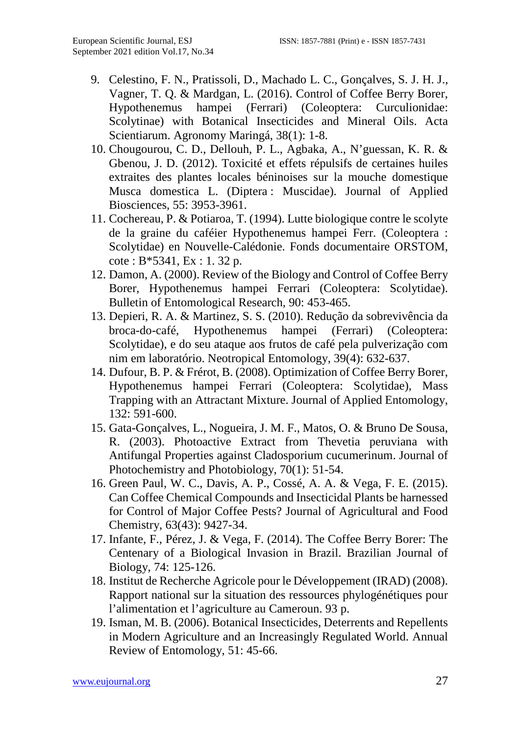9. Celestino, F. N., Pratissoli, D., Machado L. C., Gonçalves, S. J. H. J., Vagner, T. Q. & Mardgan, L. (2016). Control of Coffee Berry Borer, Hypothenemus hampei (Ferrari) (Coleoptera: Curculionidae: Scolytinae) with Botanical Insecticides and Mineral Oils. Acta Scientiarum. Agronomy Maringá, 38(1): 1-8.
10. Chougourou, C. D., Dellouh, P. L., Agbaka, A., N'guessan, K. R. & Gbenou, J. D. (2012). Toxicité et effets répulsifs de certaines huiles extraites des plantes locales béninoises sur la mouche domestique Musca domestica L. (Diptera : Muscidae). Journal of Applied Biosciences, 55: 3953-3961.
11. Cochereau, P. & Potiaroa, T. (1994). Lutte biologique contre le scolyte de la graine du caféier Hypothenemus hampei Ferr. (Coleoptera : Scolytidae) en Nouvelle-Calédonie. Fonds documentaire ORSTOM, cote : B*5341, Ex : 1. 32 p.
12. Damon, A. (2000). Review of the Biology and Control of Coffee Berry Borer, Hypothenemus hampei Ferrari (Coleoptera: Scolytidae). Bulletin of Entomological Research, 90: 453-465.
13. Depieri, R. A. & Martinez, S. S. (2010). Redução da sobrevivência da broca-do-café, Hypothenemus hampei (Ferrari) (Coleoptera: Scolytidae), e do seu ataque aos frutos de café pela pulverização com nim em laboratório. Neotropical Entomology, 39(4): 632-637.
14. Dufour, B. P. & Frérot, B. (2008). Optimization of Coffee Berry Borer, Hypothenemus hampei Ferrari (Coleoptera: Scolytidae), Mass Trapping with an Attractant Mixture. Journal of Applied Entomology, 132: 591-600.
15. Gata-Gonçalves, L., Nogueira, J. M. F., Matos, O. & Bruno De Sousa, R. (2003). Photoactive Extract from Thevetia peruviana with Antifungal Properties against Cladosporium cucumerinum. Journal of Photochemistry and Photobiology, 70(1): 51-54.
16. Green Paul, W. C., Davis, A. P., Cossé, A. A. & Vega, F. E. (2015). Can Coffee Chemical Compounds and Insecticidal Plants be harnessed for Control of Major Coffee Pests? Journal of Agricultural and Food Chemistry, 63(43): 9427-34.
17. Infante, F., Pérez, J. & Vega, F. (2014). The Coffee Berry Borer: The Centenary of a Biological Invasion in Brazil. Brazilian Journal of Biology, 74: 125-126.
18. Institut de Recherche Agricole pour le Développement (IRAD) (2008). Rapport national sur la situation des ressources phylogénétiques pour l'alimentation et l'agriculture au Cameroun. 93 p.
19. Isman, M. B. (2006). Botanical Insecticides, Deterrents and Repellents in Modern Agriculture and an Increasingly Regulated World. Annual Review of Entomology, 51: 45-66.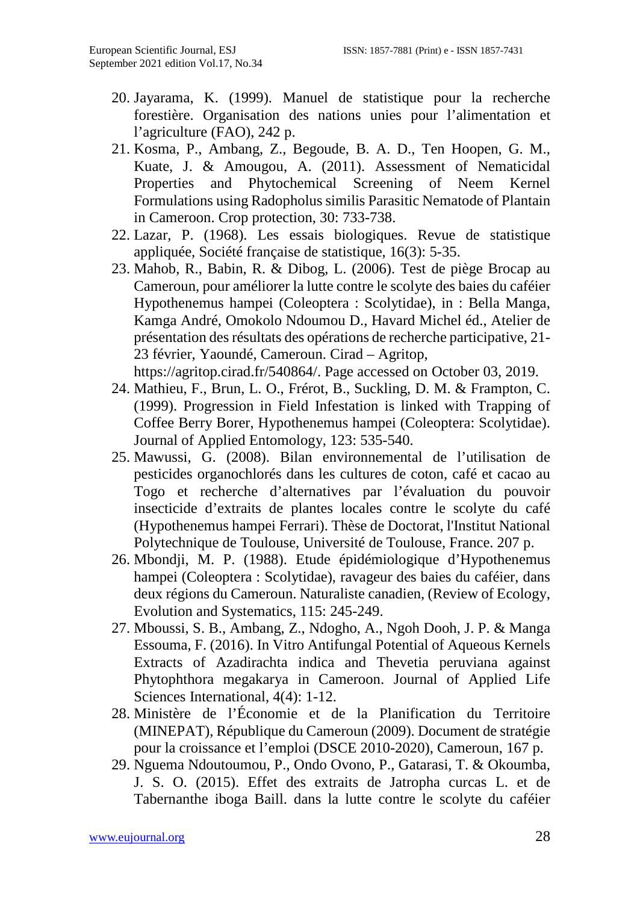20. Jayarama, K. (1999). Manuel de statistique pour la recherche forestière. Organisation des nations unies pour l'alimentation et l'agriculture (FAO), 242 p.
21. Kosma, P., Ambang, Z., Begoude, B. A. D., Ten Hoopen, G. M., Kuate, J. & Amougou, A. (2011). Assessment of Nematicidal Properties and Phytochemical Screening of Neem Kernel Formulations using Radopholus similis Parasitic Nematode of Plantain in Cameroon. Crop protection, 30: 733-738.
22. Lazar, P. (1968). Les essais biologiques. Revue de statistique appliquée, Société française de statistique, 16(3): 5-35.
23. Mahob, R., Babin, R. & Dibog, L. (2006). Test de piège Brocap au Cameroun, pour améliorer la lutte contre le scolyte des baies du caféier Hypothenemus hampei (Coleoptera : Scolytidae), in : Bella Manga, Kamga André, Omokolo Ndoumou D., Havard Michel éd., Atelier de présentation des résultats des opérations de recherche participative, 21-23 février, Yaoundé, Cameroun. Cirad – Agritop, https://agritop.cirad.fr/540864/. Page accessed on October 03, 2019.
24. Mathieu, F., Brun, L. O., Frérot, B., Suckling, D. M. & Frampton, C. (1999). Progression in Field Infestation is linked with Trapping of Coffee Berry Borer, Hypothenemus hampei (Coleoptera: Scolytidae). Journal of Applied Entomology, 123: 535-540.
25. Mawussi, G. (2008). Bilan environnemental de l'utilisation de pesticides organochlorés dans les cultures de coton, café et cacao au Togo et recherche d'alternatives par l'évaluation du pouvoir insecticide d'extraits de plantes locales contre le scolyte du café (Hypothenemus hampei Ferrari). Thèse de Doctorat, l'Institut National Polytechnique de Toulouse, Université de Toulouse, France. 207 p.
26. Mbondji, M. P. (1988). Etude épidémiologique d'Hypothenemus hampei (Coleoptera : Scolytidae), ravageur des baies du caféier, dans deux régions du Cameroun. Naturaliste canadien, (Review of Ecology, Evolution and Systematics, 115: 245-249.
27. Mboussi, S. B., Ambang, Z., Ndogho, A., Ngoh Dooh, J. P. & Manga Essouma, F. (2016). In Vitro Antifungal Potential of Aqueous Kernels Extracts of Azadirachta indica and Thevetia peruviana against Phytophthora megakarya in Cameroon. Journal of Applied Life Sciences International, 4(4): 1-12.
28. Ministère de l'Économie et de la Planification du Territoire (MINEPAT), République du Cameroun (2009). Document de stratégie pour la croissance et l'emploi (DSCE 2010-2020), Cameroun, 167 p.
29. Nguema Ndoutoumou, P., Ondo Ovono, P., Gatarasi, T. & Okoumba, J. S. O. (2015). Effet des extraits de Jatropha curcas L. et de Tabernanthe iboga Baill. dans la lutte contre le scolyte du caféier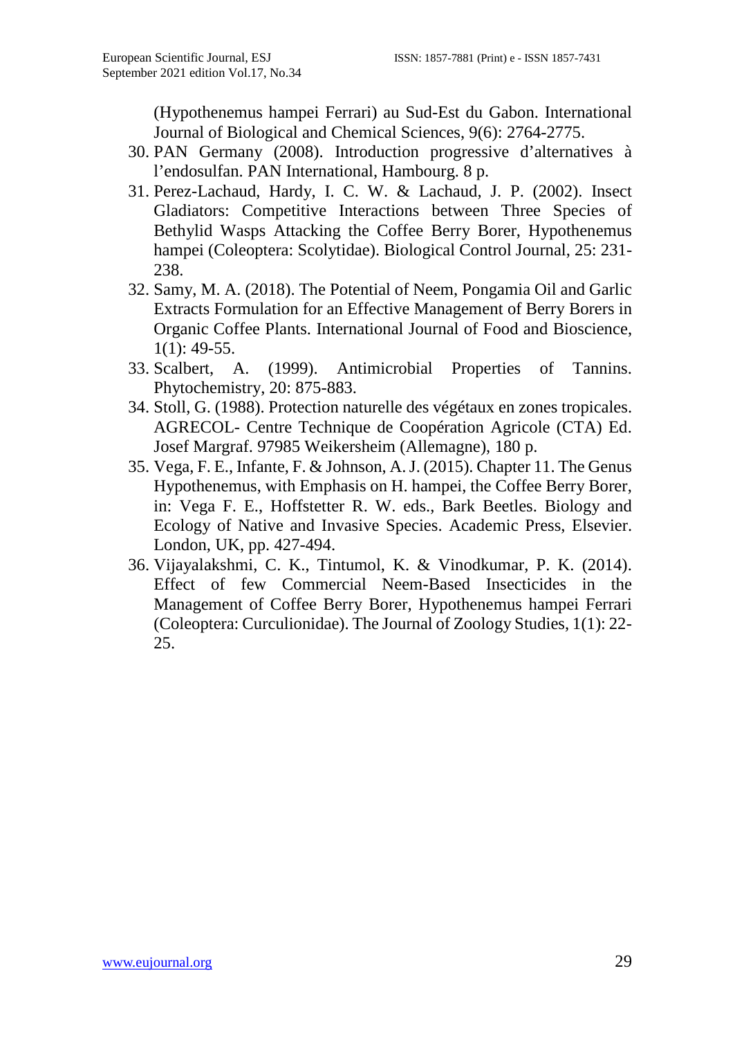(Hypothenemus hampei Ferrari) au Sud-Est du Gabon. International Journal of Biological and Chemical Sciences, 9(6): 2764-2775.

30. PAN Germany (2008). Introduction progressive d'alternatives à l'endosulfan. PAN International, Hambourg. 8 p.
31. Perez-Lachaud, Hardy, I. C. W. & Lachaud, J. P. (2002). Insect Gladiators: Competitive Interactions between Three Species of Bethylid Wasps Attacking the Coffee Berry Borer, Hypothenemus hampei (Coleoptera: Scolytidae). Biological Control Journal, 25: 231-238.
32. Samy, M. A. (2018). The Potential of Neem, Pongamia Oil and Garlic Extracts Formulation for an Effective Management of Berry Borers in Organic Coffee Plants. International Journal of Food and Bioscience, 1(1): 49-55.
33. Scalbert, A. (1999). Antimicrobial Properties of Tannins. Phytochemistry, 20: 875-883.
34. Stoll, G. (1988). Protection naturelle des végétaux en zones tropicales. AGRECOL- Centre Technique de Coopération Agricole (CTA) Ed. Josef Margraf. 97985 Weikersheim (Allemagne), 180 p.
35. Vega, F. E., Infante, F. & Johnson, A. J. (2015). Chapter 11. The Genus Hypothenemus, with Emphasis on H. hampei, the Coffee Berry Borer, in: Vega F. E., Hoffstetter R. W. eds., Bark Beetles. Biology and Ecology of Native and Invasive Species. Academic Press, Elsevier. London, UK, pp. 427-494.
36. Vijayalakshmi, C. K., Tintumol, K. & Vinodkumar, P. K. (2014). Effect of few Commercial Neem-Based Insecticides in the Management of Coffee Berry Borer, Hypothenemus hampei Ferrari (Coleoptera: Curculionidae). The Journal of Zoology Studies, 1(1): 22-25.